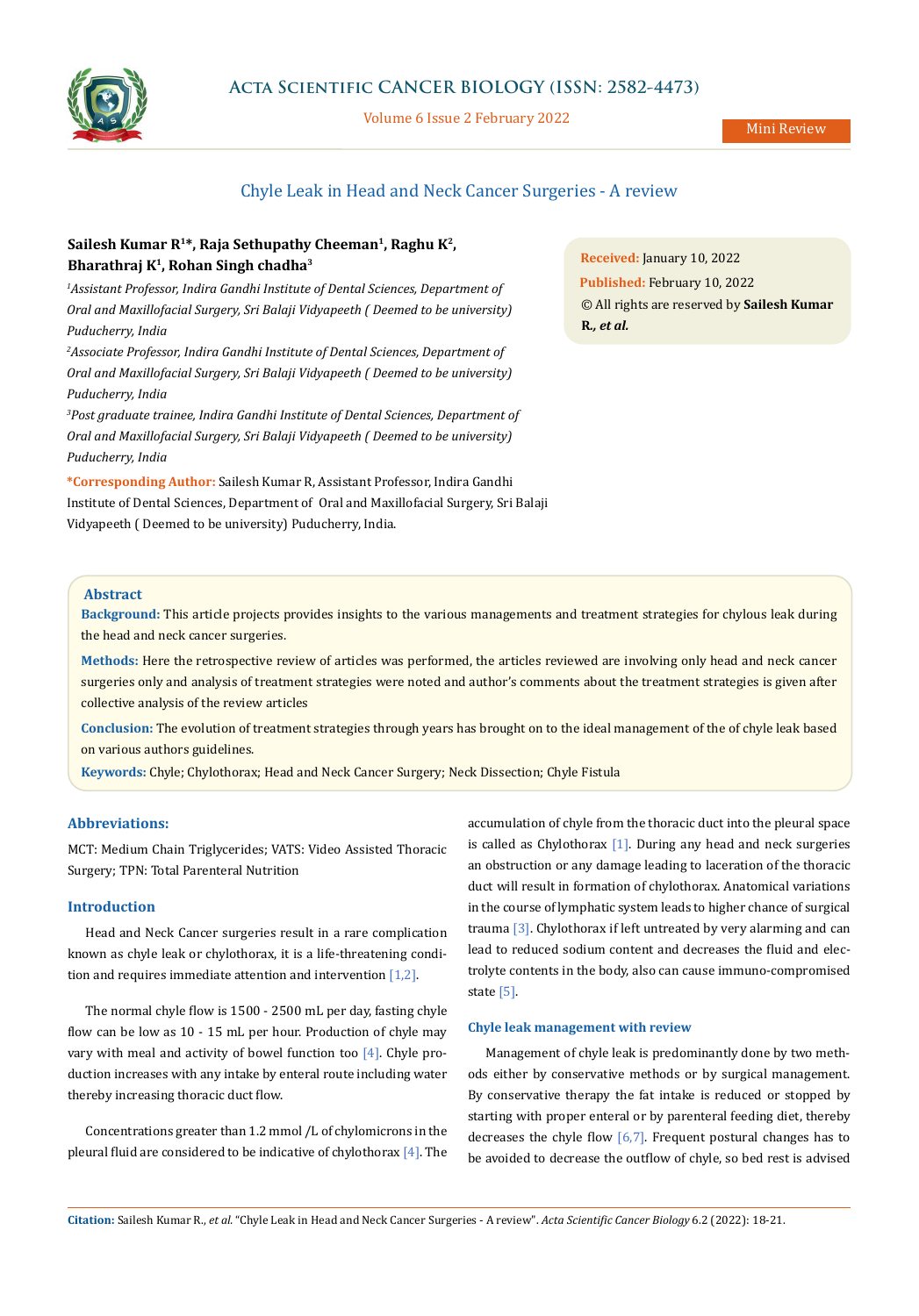# Chyle Leak in Head and Neck Cancer Surgeries - A review

**Sailesh Kumar R[1]*, Raja Sethupathy Cheeman[1], Raghu K[2], Bharathraj K[1], Rohan Singh chadha[3]**

[1]*Assistant Professor, Indira Gandhi Institute of Dental Sciences, Department of Oral and Maxillofacial Surgery, Sri Balaji Vidyapeeth ( Deemed to be university) Puducherry, India*

[2]*Associate Professor, Indira Gandhi Institute of Dental Sciences, Department of Oral and Maxillofacial Surgery, Sri Balaji Vidyapeeth ( Deemed to be university) Puducherry, India*

[3]*Post graduate trainee, Indira Gandhi Institute of Dental Sciences, Department of Oral and Maxillofacial Surgery, Sri Balaji Vidyapeeth ( Deemed to be university) Puducherry, India*

***Corresponding Author:** Sailesh Kumar R, Assistant Professor, Indira Gandhi Institute of Dental Sciences, Department of Oral and Maxillofacial Surgery, Sri Balaji Vidyapeeth ( Deemed to be university) Puducherry, India.

**Received:** January 10, 2022
**Published:** February 10, 2022
© All rights are reserved by **Sailesh Kumar R., *et al.***

## Abstract

**Background:** This article projects provides insights to the various managements and treatment strategies for chylous leak during the head and neck cancer surgeries.

**Methods:** Here the retrospective review of articles was performed, the articles reviewed are involving only head and neck cancer surgeries only and analysis of treatment strategies were noted and author's comments about the treatment strategies is given after collective analysis of the review articles

**Conclusion:** The evolution of treatment strategies through years has brought on to the ideal management of the of chyle leak based on various authors guidelines.

**Keywords:** Chyle; Chylothorax; Head and Neck Cancer Surgery; Neck Dissection; Chyle Fistula

## Abbreviations:

MCT: Medium Chain Triglycerides; VATS: Video Assisted Thoracic Surgery; TPN: Total Parenteral Nutrition

## Introduction

Head and Neck Cancer surgeries result in a rare complication known as chyle leak or chylothorax, it is a life-threatening condition and requires immediate attention and intervention [1,2].

The normal chyle flow is 1500 - 2500 mL per day, fasting chyle flow can be low as 10 - 15 mL per hour. Production of chyle may vary with meal and activity of bowel function too [4]. Chyle production increases with any intake by enteral route including water thereby increasing thoracic duct flow.

Concentrations greater than 1.2 mmol /L of chylomicrons in the pleural fluid are considered to be indicative of chylothorax [4]. The accumulation of chyle from the thoracic duct into the pleural space is called as Chylothorax [1]. During any head and neck surgeries an obstruction or any damage leading to laceration of the thoracic duct will result in formation of chylothorax. Anatomical variations in the course of lymphatic system leads to higher chance of surgical trauma [3]. Chylothorax if left untreated by very alarming and can lead to reduced sodium content and decreases the fluid and electrolyte contents in the body, also can cause immuno-compromised state [5].

### Chyle leak management with review

Management of chyle leak is predominantly done by two methods either by conservative methods or by surgical management. By conservative therapy the fat intake is reduced or stopped by starting with proper enteral or by parenteral feeding diet, thereby decreases the chyle flow [6,7]. Frequent postural changes has to be avoided to decrease the outflow of chyle, so bed rest is advised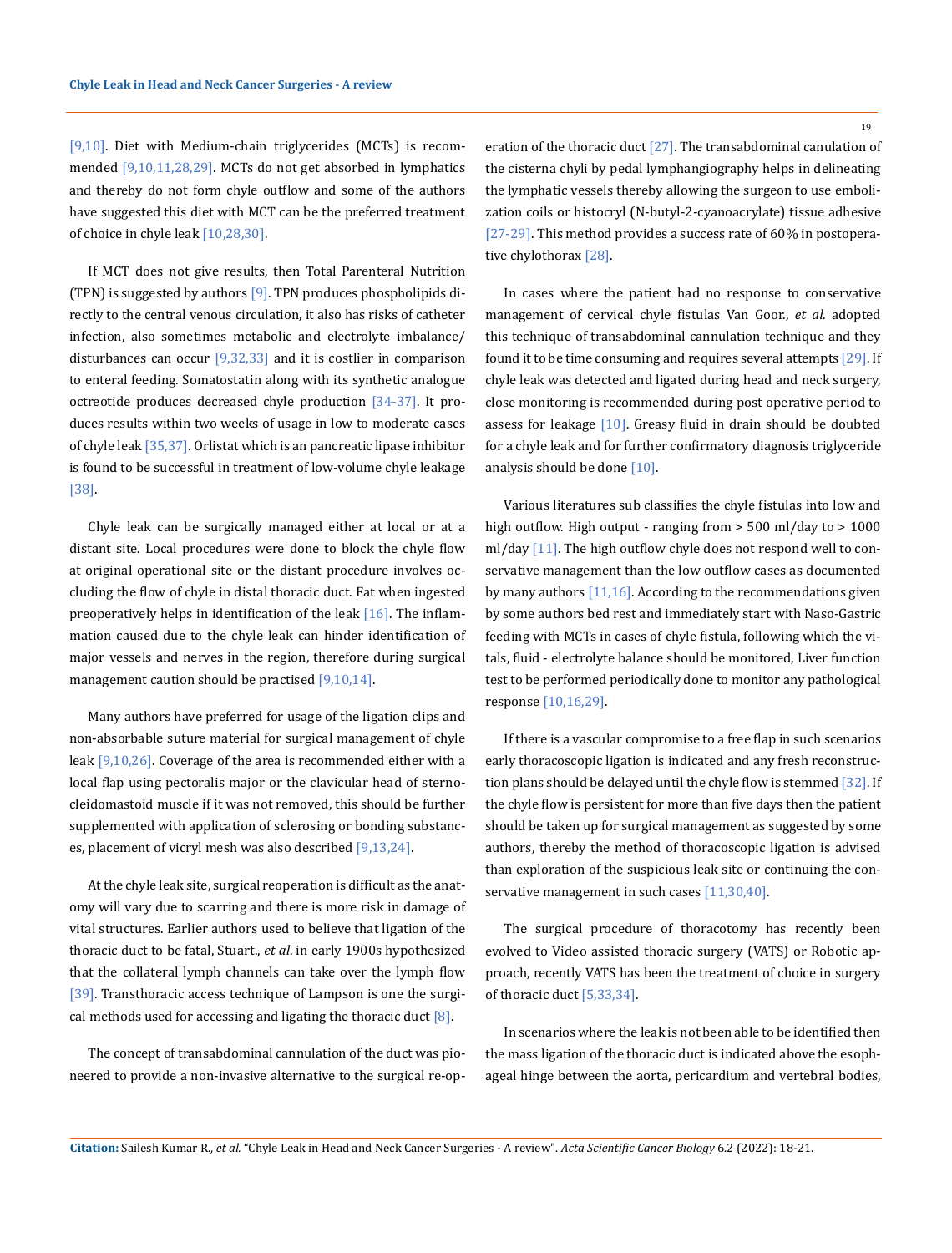[9,10]. Diet with Medium-chain triglycerides (MCTs) is recommended [9,10,11,28,29]. MCTs do not get absorbed in lymphatics and thereby do not form chyle outflow and some of the authors have suggested this diet with MCT can be the preferred treatment of choice in chyle leak [10,28,30].

If MCT does not give results, then Total Parenteral Nutrition (TPN) is suggested by authors [9]. TPN produces phospholipids directly to the central venous circulation, it also has risks of catheter infection, also sometimes metabolic and electrolyte imbalance/disturbances can occur [9,32,33] and it is costlier in comparison to enteral feeding. Somatostatin along with its synthetic analogue octreotide produces decreased chyle production [34-37]. It produces results within two weeks of usage in low to moderate cases of chyle leak [35,37]. Orlistat which is an pancreatic lipase inhibitor is found to be successful in treatment of low-volume chyle leakage [38].

Chyle leak can be surgically managed either at local or at a distant site. Local procedures were done to block the chyle flow at original operational site or the distant procedure involves occluding the flow of chyle in distal thoracic duct. Fat when ingested preoperatively helps in identification of the leak [16]. The inflammation caused due to the chyle leak can hinder identification of major vessels and nerves in the region, therefore during surgical management caution should be practised [9,10,14].

Many authors have preferred for usage of the ligation clips and non-absorbable suture material for surgical management of chyle leak [9,10,26]. Coverage of the area is recommended either with a local flap using pectoralis major or the clavicular head of sternocleidomastoid muscle if it was not removed, this should be further supplemented with application of sclerosing or bonding substances, placement of vicryl mesh was also described [9,13,24].

At the chyle leak site, surgical reoperation is difficult as the anatomy will vary due to scarring and there is more risk in damage of vital structures. Earlier authors used to believe that ligation of the thoracic duct to be fatal, Stuart., *et al*. in early 1900s hypothesized that the collateral lymph channels can take over the lymph flow [39]. Transthoracic access technique of Lampson is one the surgical methods used for accessing and ligating the thoracic duct [8].

The concept of transabdominal cannulation of the duct was pioneered to provide a non-invasive alternative to the surgical re-operation of the thoracic duct [27]. The transabdominal canulation of the cisterna chyli by pedal lymphangiography helps in delineating the lymphatic vessels thereby allowing the surgeon to use embolization coils or histocryl (N-butyl-2-cyanoacrylate) tissue adhesive [27-29]. This method provides a success rate of 60% in postoperative chylothorax [28].

In cases where the patient had no response to conservative management of cervical chyle fistulas Van Goor., *et al.* adopted this technique of transabdominal cannulation technique and they found it to be time consuming and requires several attempts [29]. If chyle leak was detected and ligated during head and neck surgery, close monitoring is recommended during post operative period to assess for leakage [10]. Greasy fluid in drain should be doubted for a chyle leak and for further confirmatory diagnosis triglyceride analysis should be done [10].

Various literatures sub classifies the chyle fistulas into low and high outflow. High output - ranging from > 500 ml/day to > 1000 ml/day [11]. The high outflow chyle does not respond well to conservative management than the low outflow cases as documented by many authors [11,16]. According to the recommendations given by some authors bed rest and immediately start with Naso-Gastric feeding with MCTs in cases of chyle fistula, following which the vitals, fluid - electrolyte balance should be monitored, Liver function test to be performed periodically done to monitor any pathological response [10,16,29].

If there is a vascular compromise to a free flap in such scenarios early thoracoscopic ligation is indicated and any fresh reconstruction plans should be delayed until the chyle flow is stemmed [32]. If the chyle flow is persistent for more than five days then the patient should be taken up for surgical management as suggested by some authors, thereby the method of thoracoscopic ligation is advised than exploration of the suspicious leak site or continuing the conservative management in such cases [11,30,40].

The surgical procedure of thoracotomy has recently been evolved to Video assisted thoracic surgery (VATS) or Robotic approach, recently VATS has been the treatment of choice in surgery of thoracic duct [5,33,34].

In scenarios where the leak is not been able to be identified then the mass ligation of the thoracic duct is indicated above the esophageal hinge between the aorta, pericardium and vertebral bodies,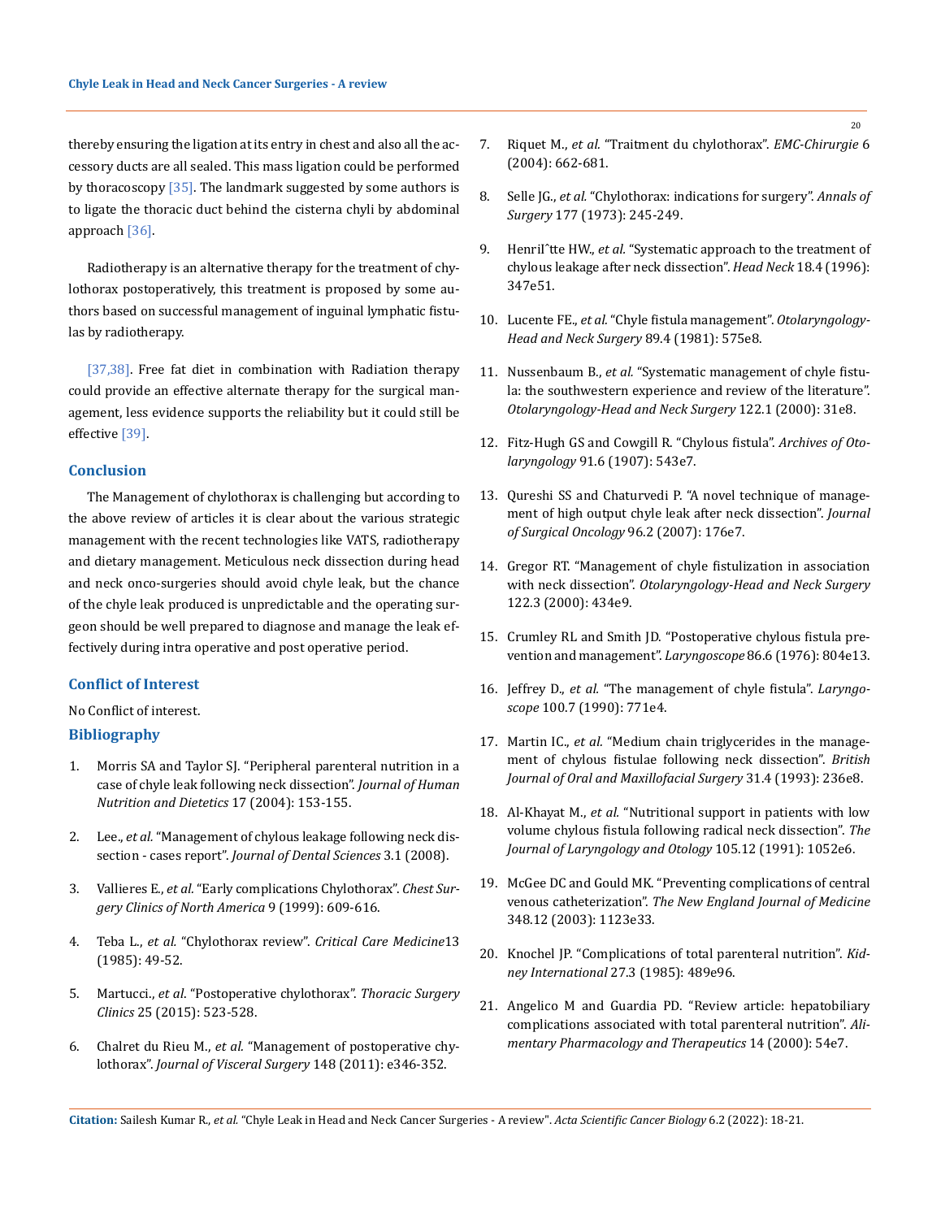thereby ensuring the ligation at its entry in chest and also all the accessory ducts are all sealed. This mass ligation could be performed by thoracoscopy [35]. The landmark suggested by some authors is to ligate the thoracic duct behind the cisterna chyli by abdominal approach [36].

Radiotherapy is an alternative therapy for the treatment of chylothorax postoperatively, this treatment is proposed by some authors based on successful management of inguinal lymphatic fistulas by radiotherapy.

[37,38]. Free fat diet in combination with Radiation therapy could provide an effective alternate therapy for the surgical management, less evidence supports the reliability but it could still be effective [39].

## Conclusion

The Management of chylothorax is challenging but according to the above review of articles it is clear about the various strategic management with the recent technologies like VATS, radiotherapy and dietary management. Meticulous neck dissection during head and neck onco-surgeries should avoid chyle leak, but the chance of the chyle leak produced is unpredictable and the operating surgeon should be well prepared to diagnose and manage the leak effectively during intra operative and post operative period.

## Conflict of Interest

No Conflict of interest.

## Bibliography

1. Morris SA and Taylor SJ. "Peripheral parenteral nutrition in a case of chyle leak following neck dissection". *Journal of Human Nutrition and Dietetics* 17 (2004): 153-155.
2. Lee., *et al.* "Management of chylous leakage following neck dissection - cases report". *Journal of Dental Sciences* 3.1 (2008).
3. Vallieres E., *et al.* "Early complications Chylothorax". *Chest Surgery Clinics of North America* 9 (1999): 609-616.
4. Teba L., *et al.* "Chylothorax review". *Critical Care Medicine*13 (1985): 49-52.
5. Martucci., *et al*. "Postoperative chylothorax". *Thoracic Surgery Clinics* 25 (2015): 523-528.
6. Chalret du Rieu M., *et al.* "Management of postoperative chylothorax". *Journal of Visceral Surgery* 148 (2011): e346-352.
7. Riquet M., *et al.* "Traitment du chylothorax". *EMC-Chirurgie* 6 (2004): 662-681.
8. Selle JG., *et al.* "Chylothorax: indications for surgery". *Annals of Surgery* 177 (1973): 245-249.
9. Henrilˆtte HW., *et al.* "Systematic approach to the treatment of chylous leakage after neck dissection". *Head Neck* 18.4 (1996): 347e51.
10. Lucente FE., *et al.* "Chyle fistula management". *Otolaryngology-Head and Neck Surgery* 89.4 (1981): 575e8.
11. Nussenbaum B., *et al.* "Systematic management of chyle fistula: the southwestern experience and review of the literature". *Otolaryngology-Head and Neck Surgery* 122.1 (2000): 31e8.
12. Fitz-Hugh GS and Cowgill R. "Chylous fistula". *Archives of Otolaryngology* 91.6 (1907): 543e7.
13. Qureshi SS and Chaturvedi P. "A novel technique of management of high output chyle leak after neck dissection". *Journal of Surgical Oncology* 96.2 (2007): 176e7.
14. Gregor RT. "Management of chyle fistulization in association with neck dissection". *Otolaryngology-Head and Neck Surgery* 122.3 (2000): 434e9.
15. Crumley RL and Smith JD. "Postoperative chylous fistula prevention and management". *Laryngoscope* 86.6 (1976): 804e13.
16. Jeffrey D., *et al.* "The management of chyle fistula". *Laryngoscope* 100.7 (1990): 771e4.
17. Martin IC., *et al.* "Medium chain triglycerides in the management of chylous fistulae following neck dissection". *British Journal of Oral and Maxillofacial Surgery* 31.4 (1993): 236e8.
18. Al-Khayat M., *et al.* "Nutritional support in patients with low volume chylous fistula following radical neck dissection". *The Journal of Laryngology and Otology* 105.12 (1991): 1052e6.
19. McGee DC and Gould MK. "Preventing complications of central venous catheterization". *The New England Journal of Medicine* 348.12 (2003): 1123e33.
20. Knochel JP. "Complications of total parenteral nutrition". *Kidney International* 27.3 (1985): 489e96.
21. Angelico M and Guardia PD. "Review article: hepatobiliary complications associated with total parenteral nutrition". *Alimentary Pharmacology and Therapeutics* 14 (2000): 54e7.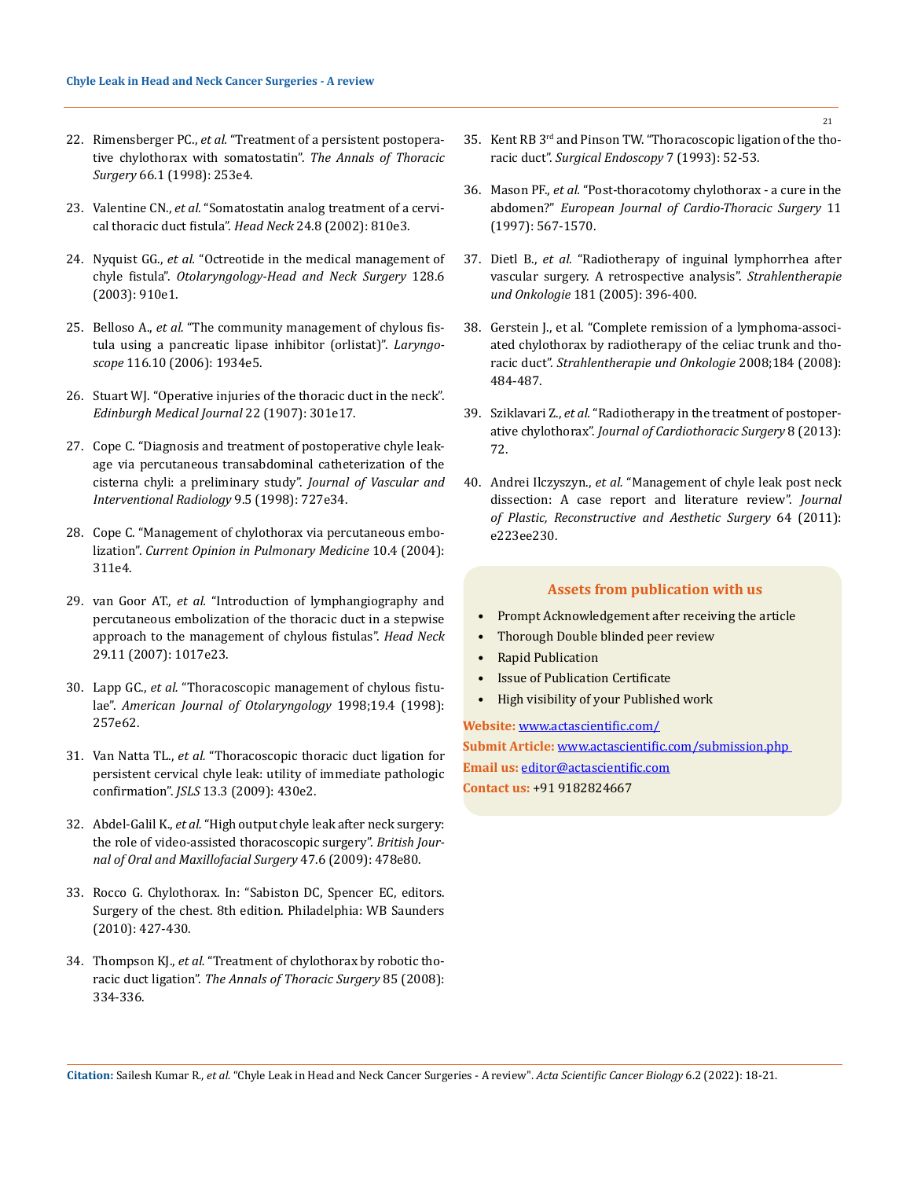22. Rimensberger PC., *et al.* "Treatment of a persistent postoperative chylothorax with somatostatin". *The Annals of Thoracic Surgery* 66.1 (1998): 253e4.

23. Valentine CN., *et al.* "Somatostatin analog treatment of a cervical thoracic duct fistula". *Head Neck* 24.8 (2002): 810e3.

24. Nyquist GG., *et al.* "Octreotide in the medical management of chyle fistula". *Otolaryngology-Head and Neck Surgery* 128.6 (2003): 910e1.

25. Belloso A., *et al.* "The community management of chylous fistula using a pancreatic lipase inhibitor (orlistat)". *Laryngoscope* 116.10 (2006): 1934e5.

26. Stuart WJ. "Operative injuries of the thoracic duct in the neck". *Edinburgh Medical Journal* 22 (1907): 301e17.

27. Cope C. "Diagnosis and treatment of postoperative chyle leakage via percutaneous transabdominal catheterization of the cisterna chyli: a preliminary study". *Journal of Vascular and Interventional Radiology* 9.5 (1998): 727e34.

28. Cope C. "Management of chylothorax via percutaneous embolization". *Current Opinion in Pulmonary Medicine* 10.4 (2004): 311e4.

29. van Goor AT., *et al.* "Introduction of lymphangiography and percutaneous embolization of the thoracic duct in a stepwise approach to the management of chylous fistulas". *Head Neck* 29.11 (2007): 1017e23.

30. Lapp GC., *et al.* "Thoracoscopic management of chylous fistulae". *American Journal of Otolaryngology* 1998;19.4 (1998): 257e62.

31. Van Natta TL., *et al.* "Thoracoscopic thoracic duct ligation for persistent cervical chyle leak: utility of immediate pathologic confirmation". *JSLS* 13.3 (2009): 430e2.

32. Abdel-Galil K., *et al.* "High output chyle leak after neck surgery: the role of video-assisted thoracoscopic surgery". *British Journal of Oral and Maxillofacial Surgery* 47.6 (2009): 478e80.

33. Rocco G. Chylothorax. In: "Sabiston DC, Spencer EC, editors. Surgery of the chest. 8th edition. Philadelphia: WB Saunders (2010): 427-430.

34. Thompson KJ., *et al.* "Treatment of chylothorax by robotic thoracic duct ligation". *The Annals of Thoracic Surgery* 85 (2008): 334-336.

35. Kent RB 3rd and Pinson TW. "Thoracoscopic ligation of the thoracic duct". *Surgical Endoscopy* 7 (1993): 52-53.

36. Mason PF., *et al.* "Post-thoracotomy chylothorax - a cure in the abdomen?" *European Journal of Cardio-Thoracic Surgery* 11 (1997): 567-1570.

37. Dietl B., *et al.* "Radiotherapy of inguinal lymphorrhea after vascular surgery. A retrospective analysis". *Strahlentherapie und Onkologie* 181 (2005): 396-400.

38. Gerstein J., et al. "Complete remission of a lymphoma-associated chylothorax by radiotherapy of the celiac trunk and thoracic duct". *Strahlentherapie und Onkologie* 2008;184 (2008): 484-487.

39. Sziklavari Z., *et al.* "Radiotherapy in the treatment of postoperative chylothorax". *Journal of Cardiothoracic Surgery* 8 (2013): 72.

40. Andrei Ilczyszyn., *et al.* "Management of chyle leak post neck dissection: A case report and literature review". *Journal of Plastic, Reconstructive and Aesthetic Surgery* 64 (2011): e223ee230.

**Assets from publication with us**

- Prompt Acknowledgement after receiving the article
- Thorough Double blinded peer review
- Rapid Publication
- Issue of Publication Certificate
- High visibility of your Published work

**Website:** www.actascientific.com/

**Submit Article:** www.actascientific.com/submission.php

**Email us:** editor@actascientific.com

**Contact us:** +91 9182824667